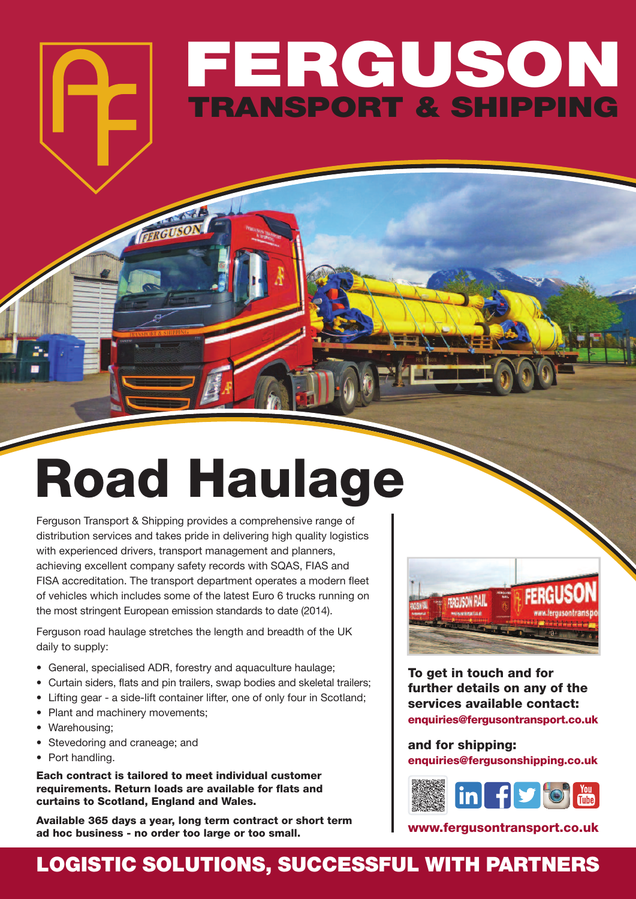# FERGUSON

## TRANSPORT & SHIPPING

# Road Haulage

Ferguson Transport & Shipping provides a comprehensive range of distribution services and takes pride in delivering high quality logistics with experienced drivers, transport management and planners, achieving excellent company safety records with SQAS, FIAS and FISA accreditation. The transport department operates a modern fleet of vehicles which includes some of the latest Euro 6 trucks running on the most stringent European emission standards to date (2014).

Ferguson road haulage stretches the length and breadth of the UK daily to supply:

- General, specialised ADR, forestry and aquaculture haulage;
- Curtain siders, flats and pin trailers, swap bodies and skeletal trailers;
- Lifting gear - a side-lift container lifter, one of only four in Scotland;
- Plant and machinery movements;
- Warehousing;
- Stevedoring and craneage; and
- Port handling.

**Each contract is tailored to meet individual customer requirements. Return loads are available for flats and curtains to Scotland, England and Wales.**

**Available 365 days a year, long term contract or short term ad hoc business - no order too large or too small.**

**To get in touch and for further details on any of the services available contact:**
**enquiries@fergusontransport.co.uk**

**and for shipping:**
**enquiries@fergusonshipping.co.uk**

**www.fergusontransport.co.uk**

## LOGISTIC SOLUTIONS, SUCCESSFUL WITH PARTNERS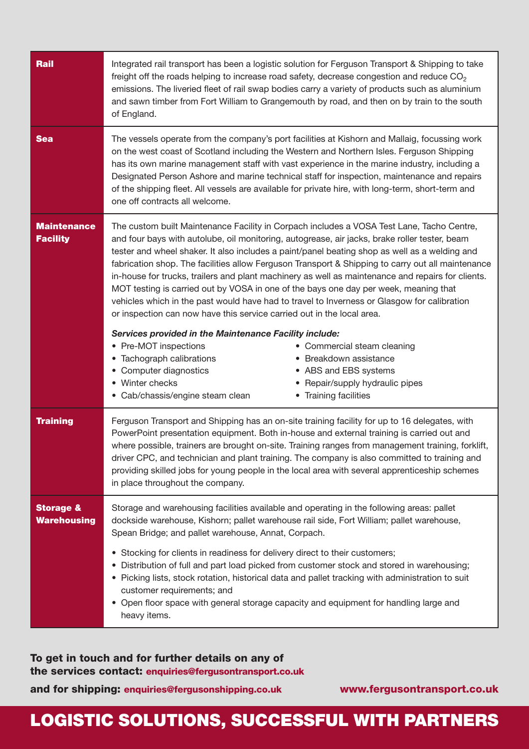## Rail

Integrated rail transport has been a logistic solution for Ferguson Transport & Shipping to take freight off the roads helping to increase road safety, decrease congestion and reduce $CO_2$ emissions. The liveried fleet of rail swap bodies carry a variety of products such as aluminium and sawn timber from Fort William to Grangemouth by road, and then on by train to the south of England.

## Sea

The vessels operate from the company's port facilities at Kishorn and Mallaig, focussing work on the west coast of Scotland including the Western and Northern Isles. Ferguson Shipping has its own marine management staff with vast experience in the marine industry, including a Designated Person Ashore and marine technical staff for inspection, maintenance and repairs of the shipping fleet. All vessels are available for private hire, with long-term, short-term and one off contracts all welcome.

## Maintenance Facility

The custom built Maintenance Facility in Corpach includes a VOSA Test Lane, Tacho Centre, and four bays with autolube, oil monitoring, autogrease, air jacks, brake roller tester, beam tester and wheel shaker. It also includes a paint/panel beating shop as well as a welding and fabrication shop. The facilities allow Ferguson Transport & Shipping to carry out all maintenance in-house for trucks, trailers and plant machinery as well as maintenance and repairs for clients. MOT testing is carried out by VOSA in one of the bays one day per week, meaning that vehicles which in the past would have had to travel to Inverness or Glasgow for calibration or inspection can now have this service carried out in the local area.

***Services provided in the Maintenance Facility include:***

- Pre-MOT inspections
- Tachograph calibrations
- Computer diagnostics
- Winter checks
- Cab/chassis/engine steam clean
- Commercial steam cleaning
- Breakdown assistance
- ABS and EBS systems
- Repair/supply hydraulic pipes
- Training facilities

## Training

Ferguson Transport and Shipping has an on-site training facility for up to 16 delegates, with PowerPoint presentation equipment. Both in-house and external training is carried out and where possible, trainers are brought on-site. Training ranges from management training, forklift, driver CPC, and technician and plant training. The company is also committed to training and providing skilled jobs for young people in the local area with several apprenticeship schemes in place throughout the company.

## Storage & Warehousing

Storage and warehousing facilities available and operating in the following areas: pallet dockside warehouse, Kishorn; pallet warehouse rail side, Fort William; pallet warehouse, Spean Bridge; and pallet warehouse, Annat, Corpach.

- Stocking for clients in readiness for delivery direct to their customers;
- Distribution of full and part load picked from customer stock and stored in warehousing;
- Picking lists, stock rotation, historical data and pallet tracking with administration to suit customer requirements; and
- Open floor space with general storage capacity and equipment for handling large and heavy items.

**To get in touch and for further details on any of the services contact: enquiries@fergusontransport.co.uk**

**and for shipping: enquiries@fergusonshipping.co.uk**

**www.fergusontransport.co.uk**

# LOGISTIC SOLUTIONS, SUCCESSFUL WITH PARTNERS